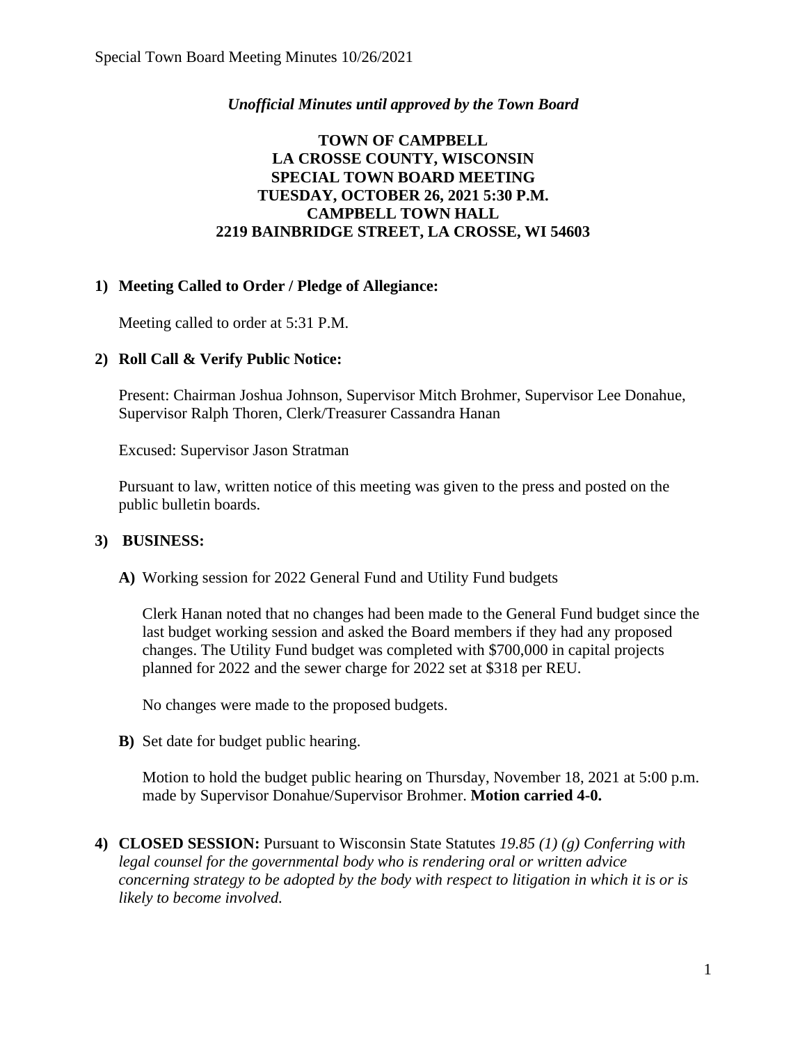*Unofficial Minutes until approved by the Town Board*

# TOWN OF CAMPBELL
# LA CROSSE COUNTY, WISCONSIN
# SPECIAL TOWN BOARD MEETING
# TUESDAY, OCTOBER 26, 2021 5:30 P.M.
# CAMPBELL TOWN HALL
# 2219 BAINBRIDGE STREET, LA CROSSE, WI 54603

## 1) Meeting Called to Order / Pledge of Allegiance:

Meeting called to order at 5:31 P.M.

## 2) Roll Call & Verify Public Notice:

Present: Chairman Joshua Johnson, Supervisor Mitch Brohmer, Supervisor Lee Donahue, Supervisor Ralph Thoren, Clerk/Treasurer Cassandra Hanan

Excused: Supervisor Jason Stratman

Pursuant to law, written notice of this meeting was given to the press and posted on the public bulletin boards.

## 3) BUSINESS:

**A)** Working session for 2022 General Fund and Utility Fund budgets

Clerk Hanan noted that no changes had been made to the General Fund budget since the last budget working session and asked the Board members if they had any proposed changes. The Utility Fund budget was completed with $700,000 in capital projects planned for 2022 and the sewer charge for 2022 set at $318 per REU.

No changes were made to the proposed budgets.

**B)** Set date for budget public hearing.

Motion to hold the budget public hearing on Thursday, November 18, 2021 at 5:00 p.m. made by Supervisor Donahue/Supervisor Brohmer. **Motion carried 4-0.**

## 4) CLOSED SESSION:

Pursuant to Wisconsin State Statutes *19.85 (1) (g) Conferring with legal counsel for the governmental body who is rendering oral or written advice concerning strategy to be adopted by the body with respect to litigation in which it is or is likely to become involved.*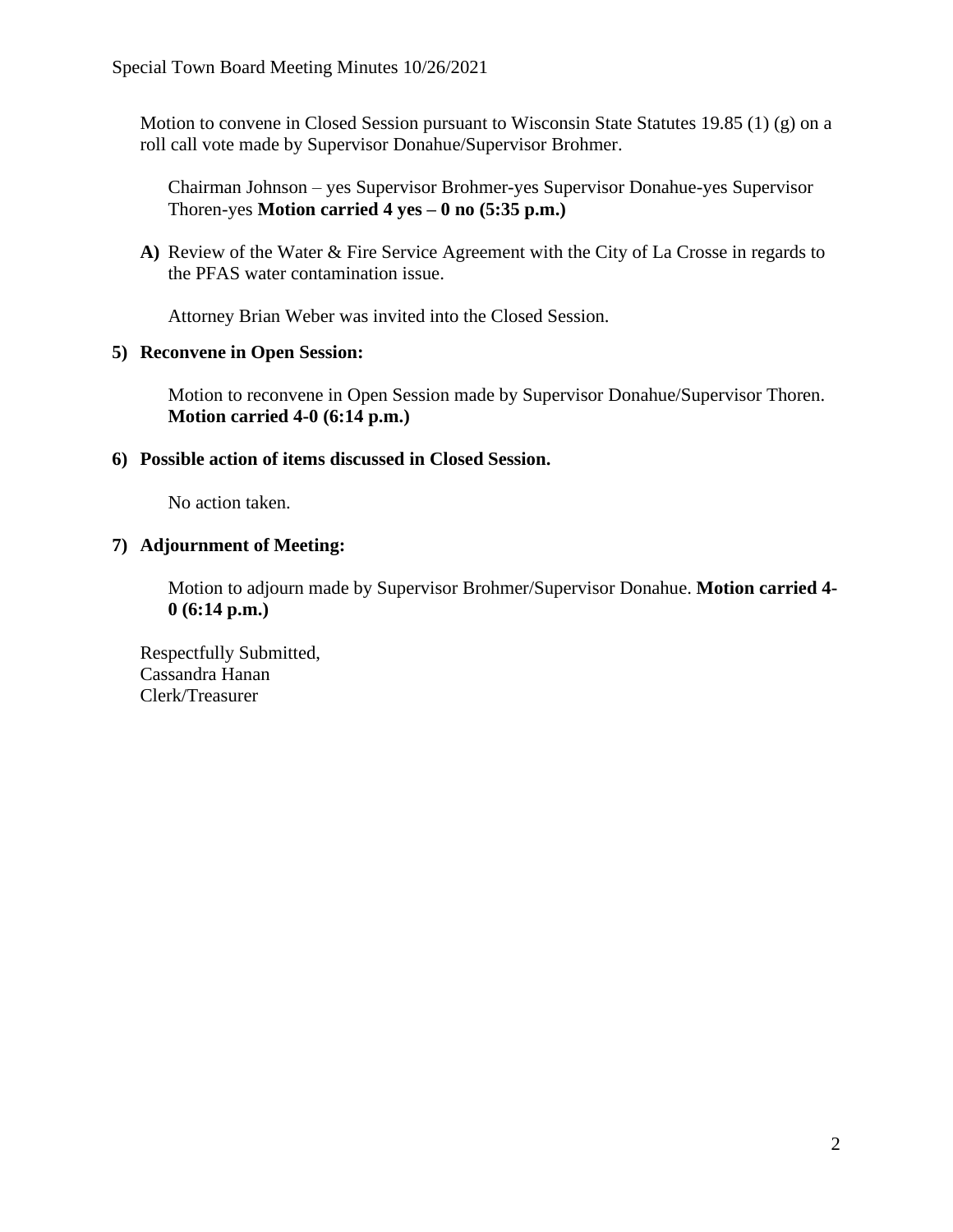Motion to convene in Closed Session pursuant to Wisconsin State Statutes 19.85 (1) (g) on a roll call vote made by Supervisor Donahue/Supervisor Brohmer.

Chairman Johnson – yes Supervisor Brohmer-yes Supervisor Donahue-yes Supervisor Thoren-yes **Motion carried 4 yes – 0 no (5:35 p.m.)**

**A)** Review of the Water & Fire Service Agreement with the City of La Crosse in regards to the PFAS water contamination issue.

Attorney Brian Weber was invited into the Closed Session.

**5) Reconvene in Open Session:**

Motion to reconvene in Open Session made by Supervisor Donahue/Supervisor Thoren. **Motion carried 4-0 (6:14 p.m.)**

**6) Possible action of items discussed in Closed Session.**

No action taken.

**7) Adjournment of Meeting:**

Motion to adjourn made by Supervisor Brohmer/Supervisor Donahue. **Motion carried 4-0 (6:14 p.m.)**

Respectfully Submitted,
Cassandra Hanan
Clerk/Treasurer